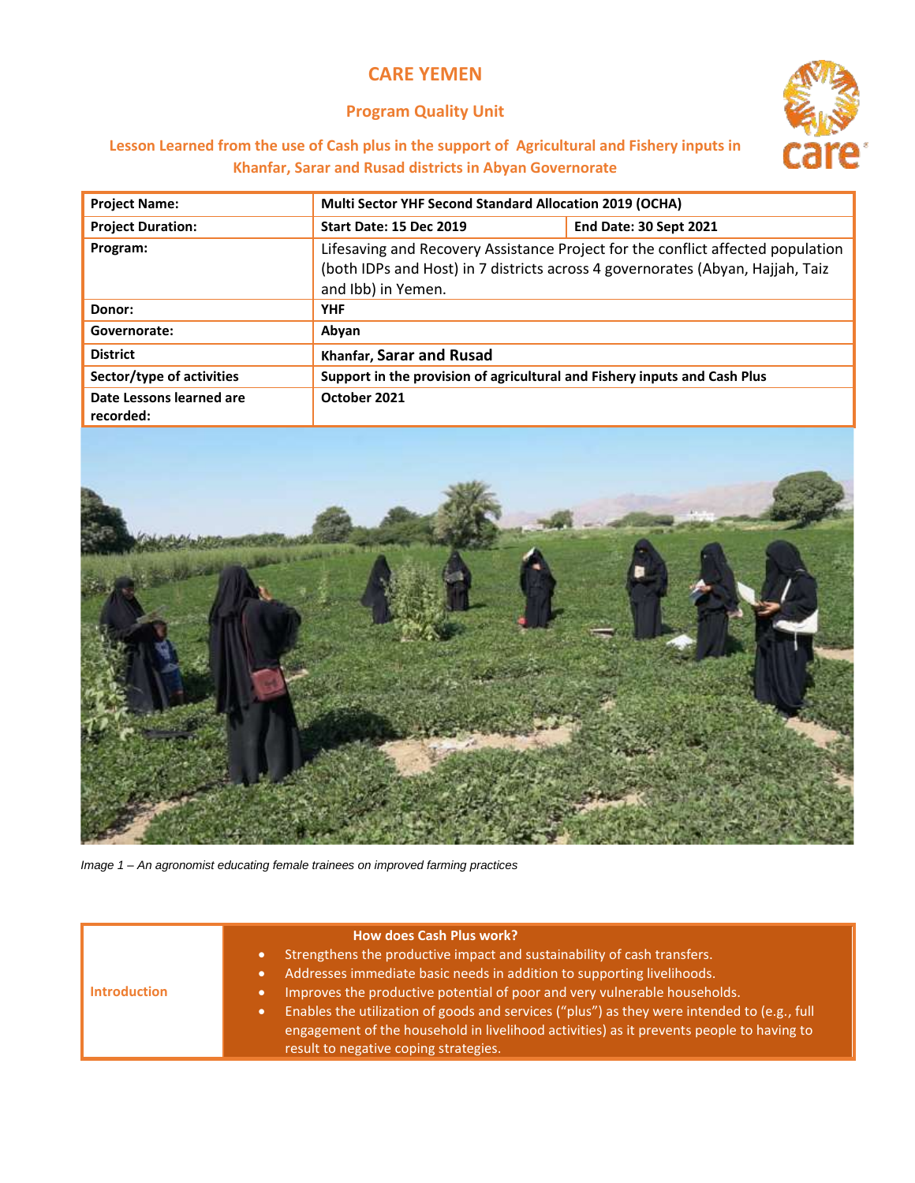# CARE YEMEN

## Program Quality Unit

### Lesson Learned from the use of Cash plus in the support of Agricultural and Fishery inputs in Khanfar, Sarar and Rusad districts in Abyan Governorate

| | | |
|---|---|---|
| **Project Name:** | **Multi Sector YHF Second Standard Allocation 2019 (OCHA)** | |
| **Project Duration:** | **Start Date: 15 Dec 2019** | **End Date: 30 Sept 2021** |
| **Program:** | Lifesaving and Recovery Assistance Project for the conflict affected population (both IDPs and Host) in 7 districts across 4 governorates (Abyan, Hajjah, Taiz and Ibb) in Yemen. | |
| **Donor:** | **YHF** | |
| **Governorate:** | **Abyan** | |
| **District** | **Khanfar, Sarar and Rusad** | |
| **Sector/type of activities** | **Support in the provision of agricultural and Fishery inputs and Cash Plus** | |
| **Date Lessons learned are recorded:** | **October 2021** | |

*Image 1 – An agronomist educating female trainees on improved farming practices*

| Introduction | **How does Cash Plus work?** |
|---|---|
| | • Strengthens the productive impact and sustainability of cash transfers. <br> • Addresses immediate basic needs in addition to supporting livelihoods. <br> • Improves the productive potential of poor and very vulnerable households. <br> • Enables the utilization of goods and services ("plus") as they were intended to (e.g., full engagement of the household in livelihood activities) as it prevents people to having to result to negative coping strategies. |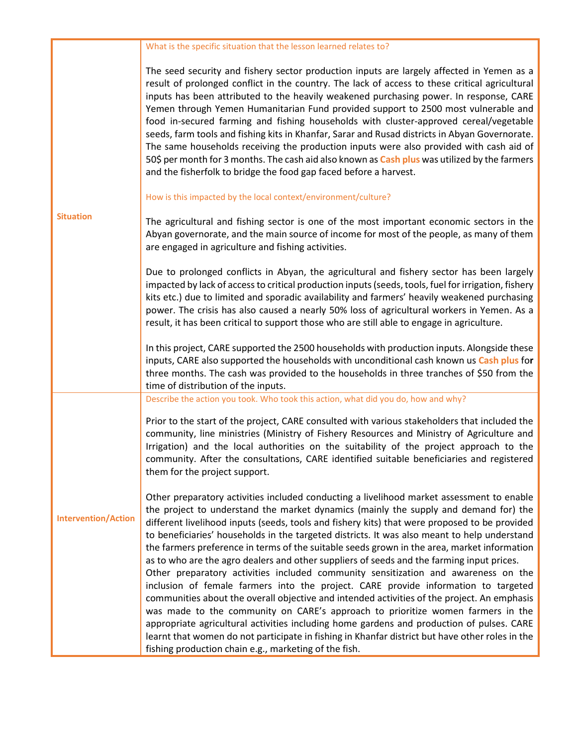| | |
|---|---|
| **Situation** | What is the specific situation that the lesson learned relates to?<br><br>The seed security and fishery sector production inputs are largely affected in Yemen as a result of prolonged conflict in the country. The lack of access to these critical agricultural inputs has been attributed to the heavily weakened purchasing power. In response, CARE Yemen through Yemen Humanitarian Fund provided support to 2500 most vulnerable and food in-secured farming and fishing households with cluster-approved cereal/vegetable seeds, farm tools and fishing kits in Khanfar, Sarar and Rusad districts in Abyan Governorate. The same households receiving the production inputs were also provided with cash aid of 50$ per month for 3 months. The cash aid also known as **Cash plus** was utilized by the farmers and the fisherfolk to bridge the food gap faced before a harvest.<br><br>How is this impacted by the local context/environment/culture?<br><br>The agricultural and fishing sector is one of the most important economic sectors in the Abyan governorate, and the main source of income for most of the people, as many of them are engaged in agriculture and fishing activities.<br><br>Due to prolonged conflicts in Abyan, the agricultural and fishery sector has been largely impacted by lack of access to critical production inputs (seeds, tools, fuel for irrigation, fishery kits etc.) due to limited and sporadic availability and farmers' heavily weakened purchasing power. The crisis has also caused a nearly 50% loss of agricultural workers in Yemen. As a result, it has been critical to support those who are still able to engage in agriculture.<br><br>In this project, CARE supported the 2500 households with production inputs. Alongside these inputs, CARE also supported the households with unconditional cash known us **Cash plus** for three months. The cash was provided to the households in three tranches of $50 from the time of distribution of the inputs. |
| **Intervention/Action** | Describe the action you took. Who took this action, what did you do, how and why?<br><br>Prior to the start of the project, CARE consulted with various stakeholders that included the community, line ministries (Ministry of Fishery Resources and Ministry of Agriculture and Irrigation) and the local authorities on the suitability of the project approach to the community. After the consultations, CARE identified suitable beneficiaries and registered them for the project support.<br><br>Other preparatory activities included conducting a livelihood market assessment to enable the project to understand the market dynamics (mainly the supply and demand for) the different livelihood inputs (seeds, tools and fishery kits) that were proposed to be provided to beneficiaries' households in the targeted districts. It was also meant to help understand the farmers preference in terms of the suitable seeds grown in the area, market information as to who are the agro dealers and other suppliers of seeds and the farming input prices.<br>Other preparatory activities included community sensitization and awareness on the inclusion of female farmers into the project. CARE provide information to targeted communities about the overall objective and intended activities of the project. An emphasis was made to the community on CARE's approach to prioritize women farmers in the appropriate agricultural activities including home gardens and production of pulses. CARE learnt that women do not participate in fishing in Khanfar district but have other roles in the fishing production chain e.g., marketing of the fish. |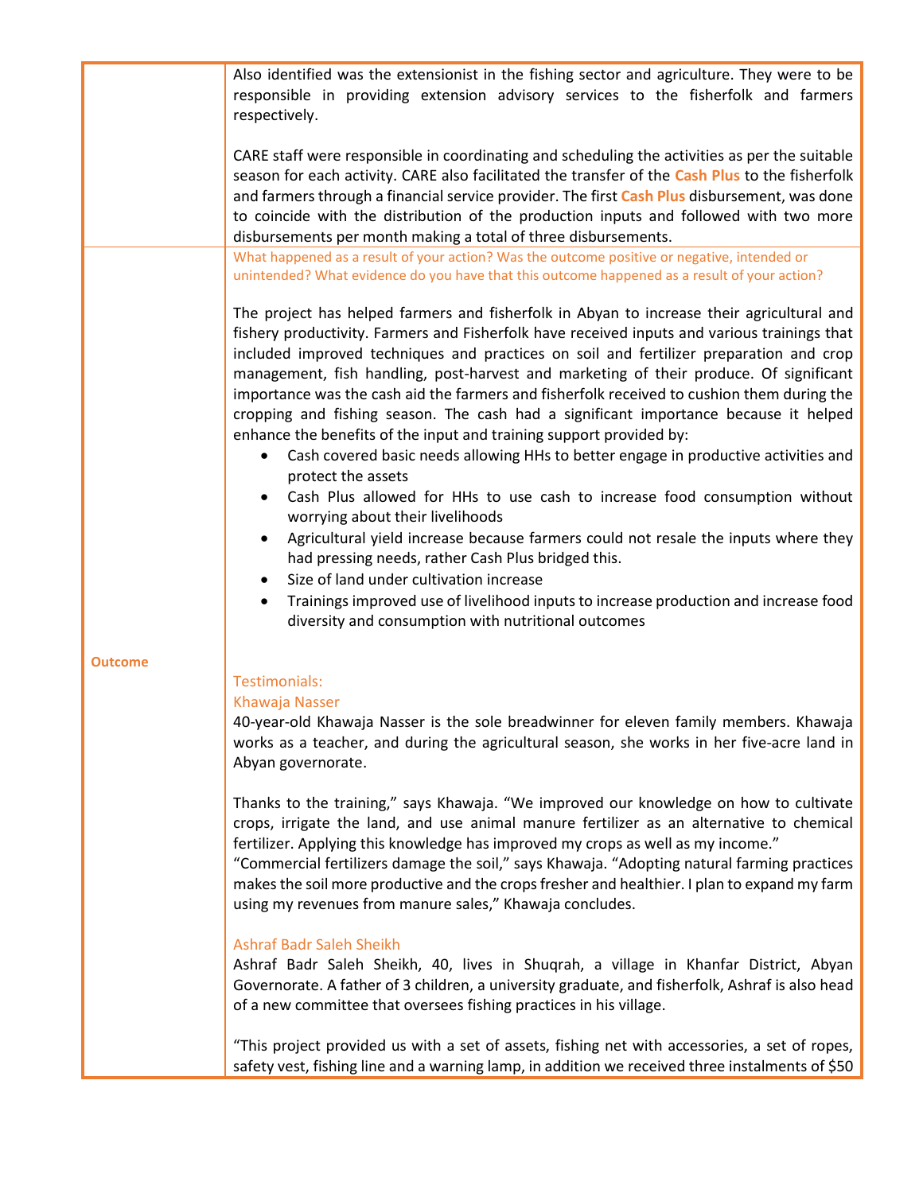| | |
|---|---|
| | Also identified was the extensionist in the fishing sector and agriculture. They were to be responsible in providing extension advisory services to the fisherfolk and farmers respectively.<br><br>CARE staff were responsible in coordinating and scheduling the activities as per the suitable season for each activity. CARE also facilitated the transfer of the **Cash Plus** to the fisherfolk and farmers through a financial service provider. The first **Cash Plus** disbursement, was done to coincide with the distribution of the production inputs and followed with two more disbursements per month making a total of three disbursements. |
| **Outcome** | What happened as a result of your action? Was the outcome positive or negative, intended or unintended? What evidence do you have that this outcome happened as a result of your action?<br><br>The project has helped farmers and fisherfolk in Abyan to increase their agricultural and fishery productivity. Farmers and Fisherfolk have received inputs and various trainings that included improved techniques and practices on soil and fertilizer preparation and crop management, fish handling, post-harvest and marketing of their produce. Of significant importance was the cash aid the farmers and fisherfolk received to cushion them during the cropping and fishing season. The cash had a significant importance because it helped enhance the benefits of the input and training support provided by:<br>• Cash covered basic needs allowing HHs to better engage in productive activities and protect the assets<br>• Cash Plus allowed for HHs to use cash to increase food consumption without worrying about their livelihoods<br>• Agricultural yield increase because farmers could not resale the inputs where they had pressing needs, rather Cash Plus bridged this.<br>• Size of land under cultivation increase<br>• Trainings improved use of livelihood inputs to increase production and increase food diversity and consumption with nutritional outcomes<br><br>Testimonials:<br>Khawaja Nasser<br>40-year-old Khawaja Nasser is the sole breadwinner for eleven family members. Khawaja works as a teacher, and during the agricultural season, she works in her five-acre land in Abyan governorate.<br><br>Thanks to the training," says Khawaja. "We improved our knowledge on how to cultivate crops, irrigate the land, and use animal manure fertilizer as an alternative to chemical fertilizer. Applying this knowledge has improved my crops as well as my income."<br>"Commercial fertilizers damage the soil," says Khawaja. "Adopting natural farming practices makes the soil more productive and the crops fresher and healthier. I plan to expand my farm using my revenues from manure sales," Khawaja concludes.<br><br>Ashraf Badr Saleh Sheikh<br>Ashraf Badr Saleh Sheikh, 40, lives in Shuqrah, a village in Khanfar District, Abyan Governorate. A father of 3 children, a university graduate, and fisherfolk, Ashraf is also head of a new committee that oversees fishing practices in his village.<br><br>"This project provided us with a set of assets, fishing net with accessories, a set of ropes, safety vest, fishing line and a warning lamp, in addition we received three instalments of $50 |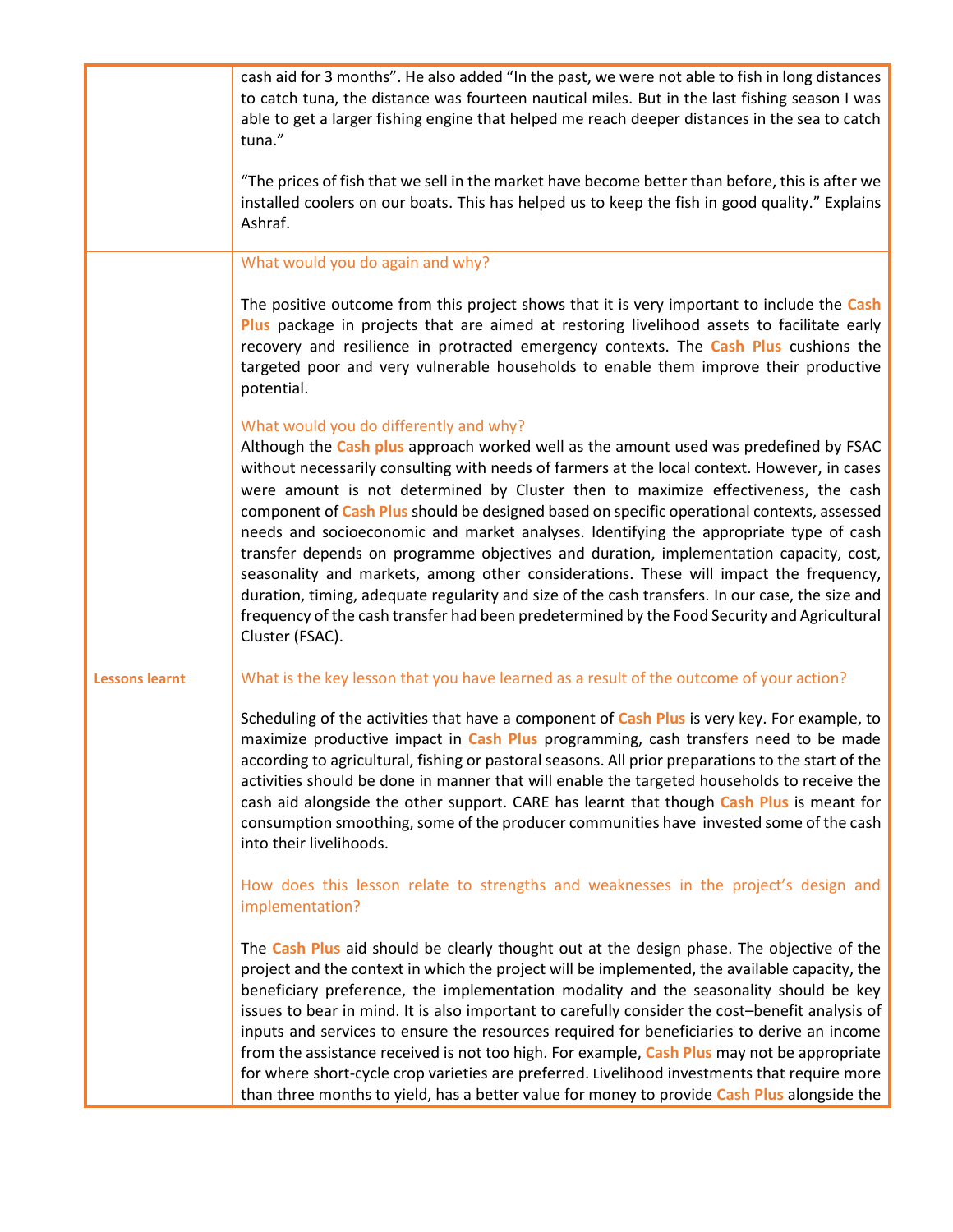| | |
|---|---|
| | cash aid for 3 months". He also added "In the past, we were not able to fish in long distances to catch tuna, the distance was fourteen nautical miles. But in the last fishing season I was able to get a larger fishing engine that helped me reach deeper distances in the sea to catch tuna."<br><br>"The prices of fish that we sell in the market have become better than before, this is after we installed coolers on our boats. This has helped us to keep the fish in good quality." Explains Ashraf. |
| **Lessons learnt** | What would you do again and why?<br><br>The positive outcome from this project shows that it is very important to include the **Cash Plus** package in projects that are aimed at restoring livelihood assets to facilitate early recovery and resilience in protracted emergency contexts. The **Cash Plus** cushions the targeted poor and very vulnerable households to enable them improve their productive potential.<br><br>What would you do differently and why?<br>Although the **Cash plus** approach worked well as the amount used was predefined by FSAC without necessarily consulting with needs of farmers at the local context. However, in cases were amount is not determined by Cluster then to maximize effectiveness, the cash component of **Cash Plus** should be designed based on specific operational contexts, assessed needs and socioeconomic and market analyses. Identifying the appropriate type of cash transfer depends on programme objectives and duration, implementation capacity, cost, seasonality and markets, among other considerations. These will impact the frequency, duration, timing, adequate regularity and size of the cash transfers. In our case, the size and frequency of the cash transfer had been predetermined by the Food Security and Agricultural Cluster (FSAC).<br><br>What is the key lesson that you have learned as a result of the outcome of your action?<br><br>Scheduling of the activities that have a component of **Cash Plus** is very key. For example, to maximize productive impact in **Cash Plus** programming, cash transfers need to be made according to agricultural, fishing or pastoral seasons. All prior preparations to the start of the activities should be done in manner that will enable the targeted households to receive the cash aid alongside the other support. CARE has learnt that though **Cash Plus** is meant for consumption smoothing, some of the producer communities have invested some of the cash into their livelihoods.<br><br>How does this lesson relate to strengths and weaknesses in the project's design and implementation?<br><br>The **Cash Plus** aid should be clearly thought out at the design phase. The objective of the project and the context in which the project will be implemented, the available capacity, the beneficiary preference, the implementation modality and the seasonality should be key issues to bear in mind. It is also important to carefully consider the cost–benefit analysis of inputs and services to ensure the resources required for beneficiaries to derive an income from the assistance received is not too high. For example, **Cash Plus** may not be appropriate for where short-cycle crop varieties are preferred. Livelihood investments that require more than three months to yield, has a better value for money to provide **Cash Plus** alongside the |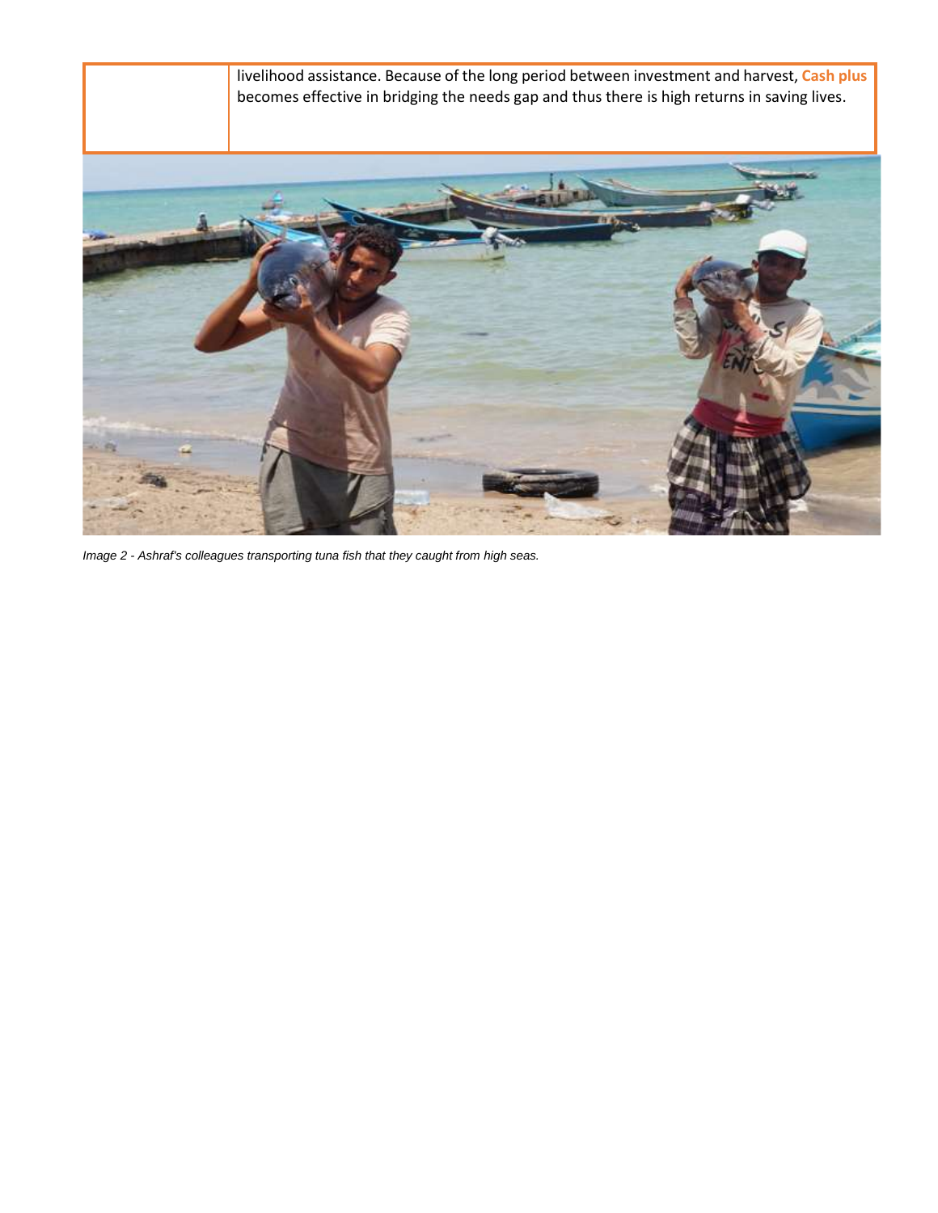| | |
|---|---|
| | livelihood assistance. Because of the long period between investment and harvest, **Cash plus** becomes effective in bridging the needs gap and thus there is high returns in saving lives. |

*Image 2 - Ashraf's colleagues transporting tuna fish that they caught from high seas.*